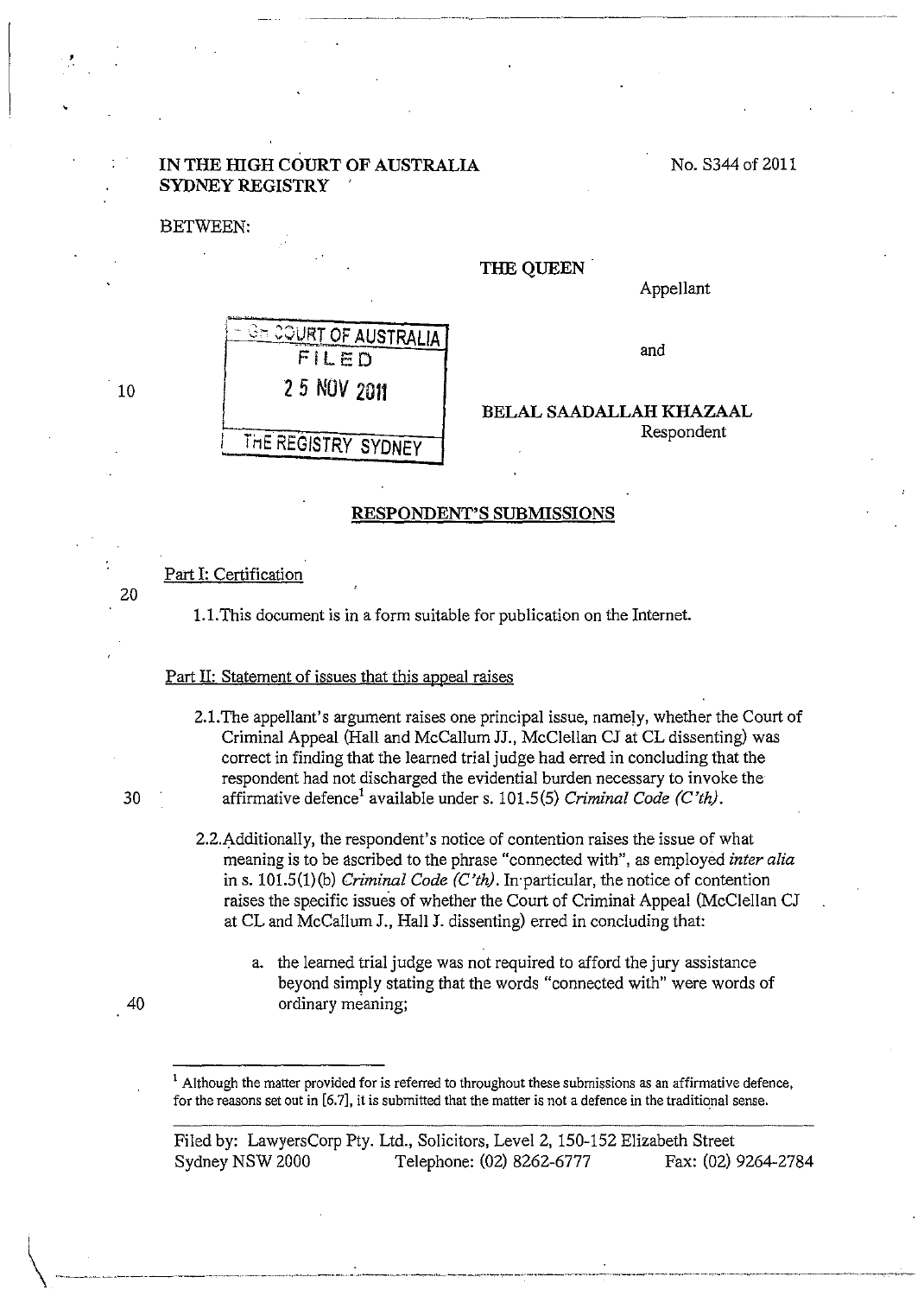**IN THE HIGH COURT OF AUSTRALIA**
**SYDNEY REGISTRY**

No. S344 of 2011

BETWEEN:

**THE QUEEN**
Appellant

and

**BELAL SAADALLAH KHAZAAL**
Respondent

HIGH COURT OF AUSTRALIA
FILED
25 NOV 2011
THE REGISTRY SYDNEY

## RESPONDENT'S SUBMISSIONS

Part I: Certification

1.1. This document is in a form suitable for publication on the Internet.

Part II: Statement of issues that this appeal raises

2.1. The appellant's argument raises one principal issue, namely, whether the Court of Criminal Appeal (Hall and McCallum JJ., McClellan CJ at CL dissenting) was correct in finding that the learned trial judge had erred in concluding that the respondent had not discharged the evidential burden necessary to invoke the affirmative defence[1] available under s. 101.5(5) *Criminal Code (C'th)*.

2.2. Additionally, the respondent's notice of contention raises the issue of what meaning is to be ascribed to the phrase "connected with", as employed *inter alia* in s. 101.5(1)(b) *Criminal Code (C'th)*. In particular, the notice of contention raises the specific issues of whether the Court of Criminal Appeal (McClellan CJ at CL and McCallum J., Hall J. dissenting) erred in concluding that:

a. the learned trial judge was not required to afford the jury assistance beyond simply stating that the words "connected with" were words of ordinary meaning;

[1] Although the matter provided for is referred to throughout these submissions as an affirmative defence, for the reasons set out in [6.7], it is submitted that the matter is not a defence in the traditional sense.

Filed by: LawyersCorp Pty. Ltd., Solicitors, Level 2, 150-152 Elizabeth Street
Sydney NSW 2000 Telephone: (02) 8262-6777 Fax: (02) 9264-2784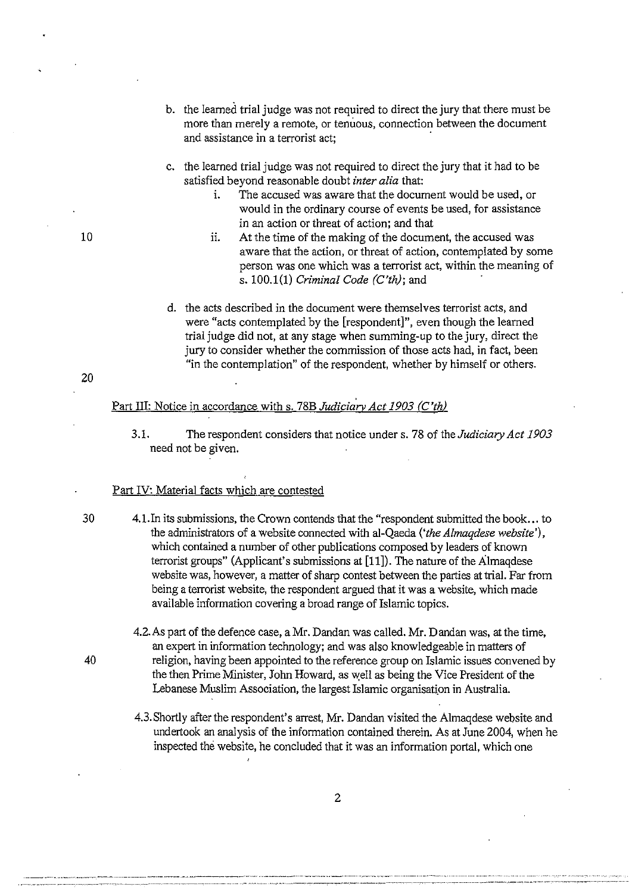b. the learned trial judge was not required to direct the jury that there must be more than merely a remote, or tenuous, connection between the document and assistance in a terrorist act;

c. the learned trial judge was not required to direct the jury that it had to be satisfied beyond reasonable doubt *inter alia* that:
   i. The accused was aware that the document would be used, or would in the ordinary course of events be used, for assistance in an action or threat of action; and that
   ii. At the time of the making of the document, the accused was aware that the action, or threat of action, contemplated by some person was one which was a terrorist act, within the meaning of s. 100.1(1) *Criminal Code (C'th)*; and

d. the acts described in the document were themselves terrorist acts, and were "acts contemplated by the [respondent]", even though the learned trial judge did not, at any stage when summing-up to the jury, direct the jury to consider whether the commission of those acts had, in fact, been "in the contemplation" of the respondent, whether by himself or others.

## Part III: Notice in accordance with s. 78B *Judiciary Act 1903 (C'th)*

3.1. The respondent considers that notice under s. 78 of the *Judiciary Act 1903* need not be given.

## Part IV: Material facts which are contested

4.1. In its submissions, the Crown contends that the "respondent submitted the book... to the administrators of a website connected with al-Qaeda (*'the Almaqdese website'*), which contained a number of other publications composed by leaders of known terrorist groups" (Applicant's submissions at [11]). The nature of the Almaqdese website was, however, a matter of sharp contest between the parties at trial. Far from being a terrorist website, the respondent argued that it was a website, which made available information covering a broad range of Islamic topics.

4.2. As part of the defence case, a Mr. Dandan was called. Mr. Dandan was, at the time, an expert in information technology; and was also knowledgeable in matters of religion, having been appointed to the reference group on Islamic issues convened by the then Prime Minister, John Howard, as well as being the Vice President of the Lebanese Muslim Association, the largest Islamic organisation in Australia.

4.3. Shortly after the respondent's arrest, Mr. Dandan visited the Almaqdese website and undertook an analysis of the information contained therein. As at June 2004, when he inspected the website, he concluded that it was an information portal, which one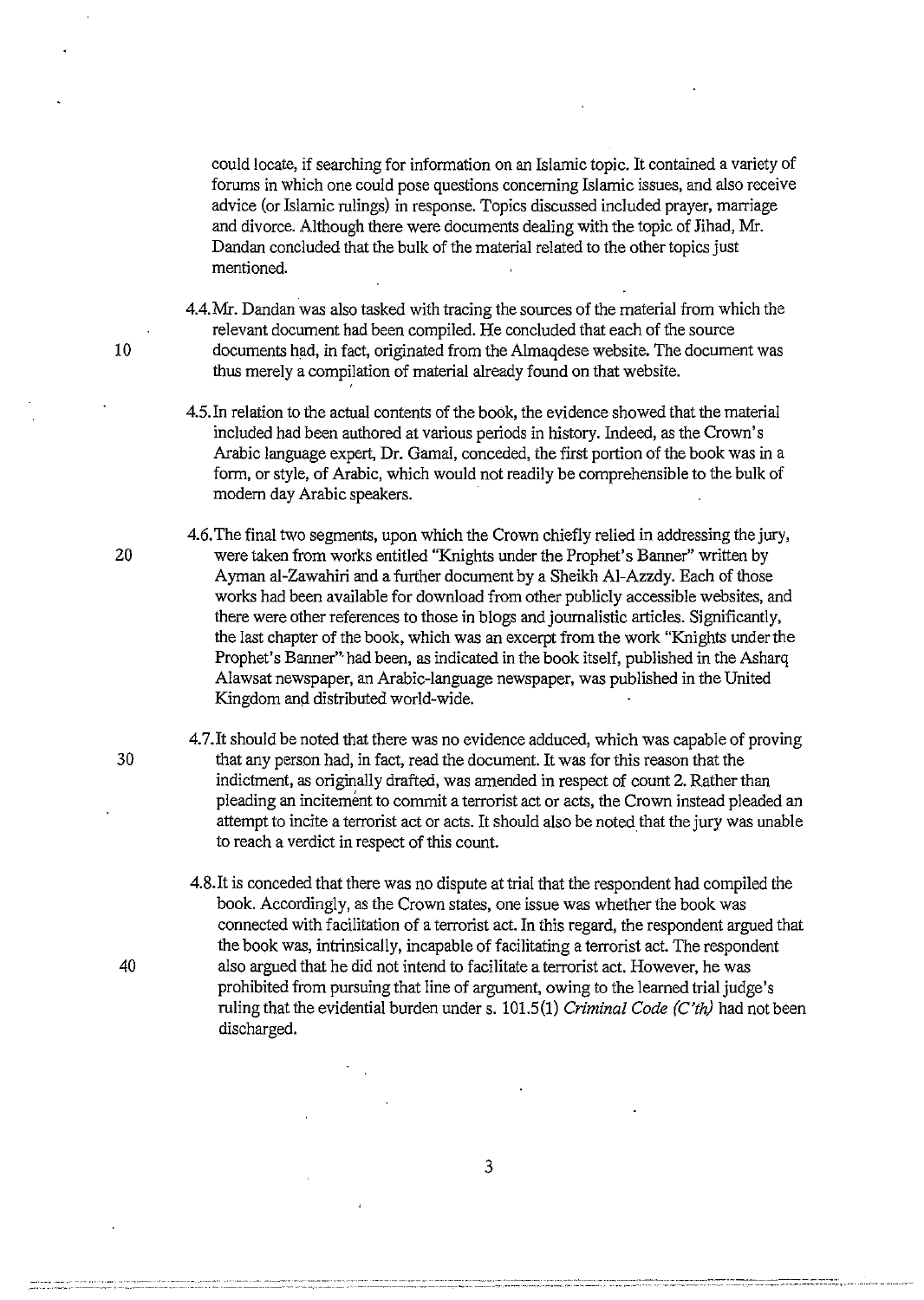could locate, if searching for information on an Islamic topic. It contained a variety of forums in which one could pose questions concerning Islamic issues, and also receive advice (or Islamic rulings) in response. Topics discussed included prayer, marriage and divorce. Although there were documents dealing with the topic of Jihad, Mr. Dandan concluded that the bulk of the material related to the other topics just mentioned.

4.4. Mr. Dandan was also tasked with tracing the sources of the material from which the relevant document had been compiled. He concluded that each of the source documents had, in fact, originated from the Almaqdese website. The document was thus merely a compilation of material already found on that website.

4.5. In relation to the actual contents of the book, the evidence showed that the material included had been authored at various periods in history. Indeed, as the Crown's Arabic language expert, Dr. Gamal, conceded, the first portion of the book was in a form, or style, of Arabic, which would not readily be comprehensible to the bulk of modern day Arabic speakers.

4.6. The final two segments, upon which the Crown chiefly relied in addressing the jury, were taken from works entitled "Knights under the Prophet's Banner" written by Ayman al-Zawahiri and a further document by a Sheikh Al-Azzdy. Each of those works had been available for download from other publicly accessible websites, and there were other references to those in blogs and journalistic articles. Significantly, the last chapter of the book, which was an excerpt from the work "Knights under the Prophet's Banner" had been, as indicated in the book itself, published in the Asharq Alawsat newspaper, an Arabic-language newspaper, was published in the United Kingdom and distributed world-wide.

4.7. It should be noted that there was no evidence adduced, which was capable of proving that any person had, in fact, read the document. It was for this reason that the indictment, as originally drafted, was amended in respect of count 2. Rather than pleading an incitement to commit a terrorist act or acts, the Crown instead pleaded an attempt to incite a terrorist act or acts. It should also be noted that the jury was unable to reach a verdict in respect of this count.

4.8. It is conceded that there was no dispute at trial that the respondent had compiled the book. Accordingly, as the Crown states, one issue was whether the book was connected with facilitation of a terrorist act. In this regard, the respondent argued that the book was, intrinsically, incapable of facilitating a terrorist act. The respondent also argued that he did not intend to facilitate a terrorist act. However, he was prohibited from pursuing that line of argument, owing to the learned trial judge's ruling that the evidential burden under s. 101.5(1) *Criminal Code (C'th)* had not been discharged.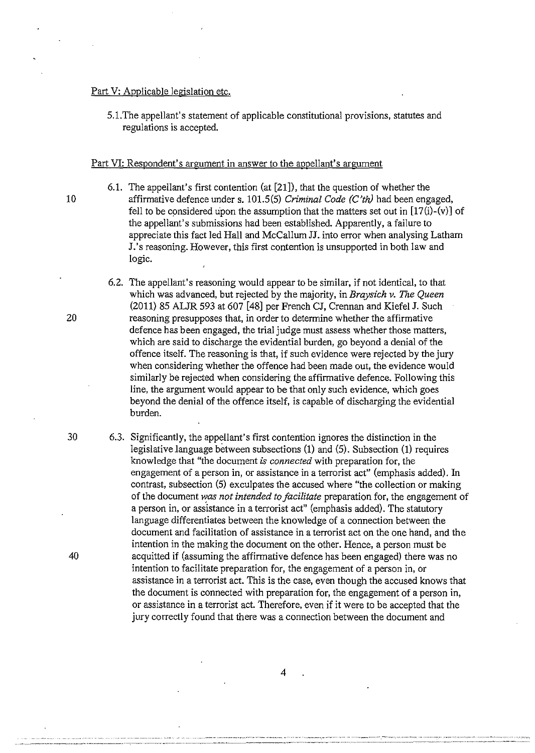Part V: Applicable legislation etc.

5.1. The appellant's statement of applicable constitutional provisions, statutes and regulations is accepted.

Part VI: Respondent's argument in answer to the appellant's argument

6.1. The appellant's first contention (at [21]), that the question of whether the affirmative defence under s. 101.5(5) *Criminal Code (C'th)* had been engaged, fell to be considered upon the assumption that the matters set out in [17(i)-(v)] of the appellant's submissions had been established. Apparently, a failure to appreciate this fact led Hall and McCallum JJ. into error when analysing Latham J.'s reasoning. However, this first contention is unsupported in both law and logic.

6.2. The appellant's reasoning would appear to be similar, if not identical, to that which was advanced, but rejected by the majority, in *Braysich v. The Queen* (2011) 85 ALJR 593 at 607 [48] per French CJ, Crennan and Kiefel J. Such reasoning presupposes that, in order to determine whether the affirmative defence has been engaged, the trial judge must assess whether those matters, which are said to discharge the evidential burden, go beyond a denial of the offence itself. The reasoning is that, if such evidence were rejected by the jury when considering whether the offence had been made out, the evidence would similarly be rejected when considering the affirmative defence. Following this line, the argument would appear to be that only such evidence, which goes beyond the denial of the offence itself, is capable of discharging the evidential burden.

6.3. Significantly, the appellant's first contention ignores the distinction in the legislative language between subsections (1) and (5). Subsection (1) requires knowledge that "the document *is connected* with preparation for, the engagement of a person in, or assistance in a terrorist act" (emphasis added). In contrast, subsection (5) exculpates the accused where "the collection or making of the document *was not intended to facilitate* preparation for, the engagement of a person in, or assistance in a terrorist act" (emphasis added). The statutory language differentiates between the knowledge of a connection between the document and facilitation of assistance in a terrorist act on the one hand, and the intention in the making the document on the other. Hence, a person must be acquitted if (assuming the affirmative defence has been engaged) there was no intention to facilitate preparation for, the engagement of a person in, or assistance in a terrorist act. This is the case, even though the accused knows that the document is connected with preparation for, the engagement of a person in, or assistance in a terrorist act. Therefore, even if it were to be accepted that the jury correctly found that there was a connection between the document and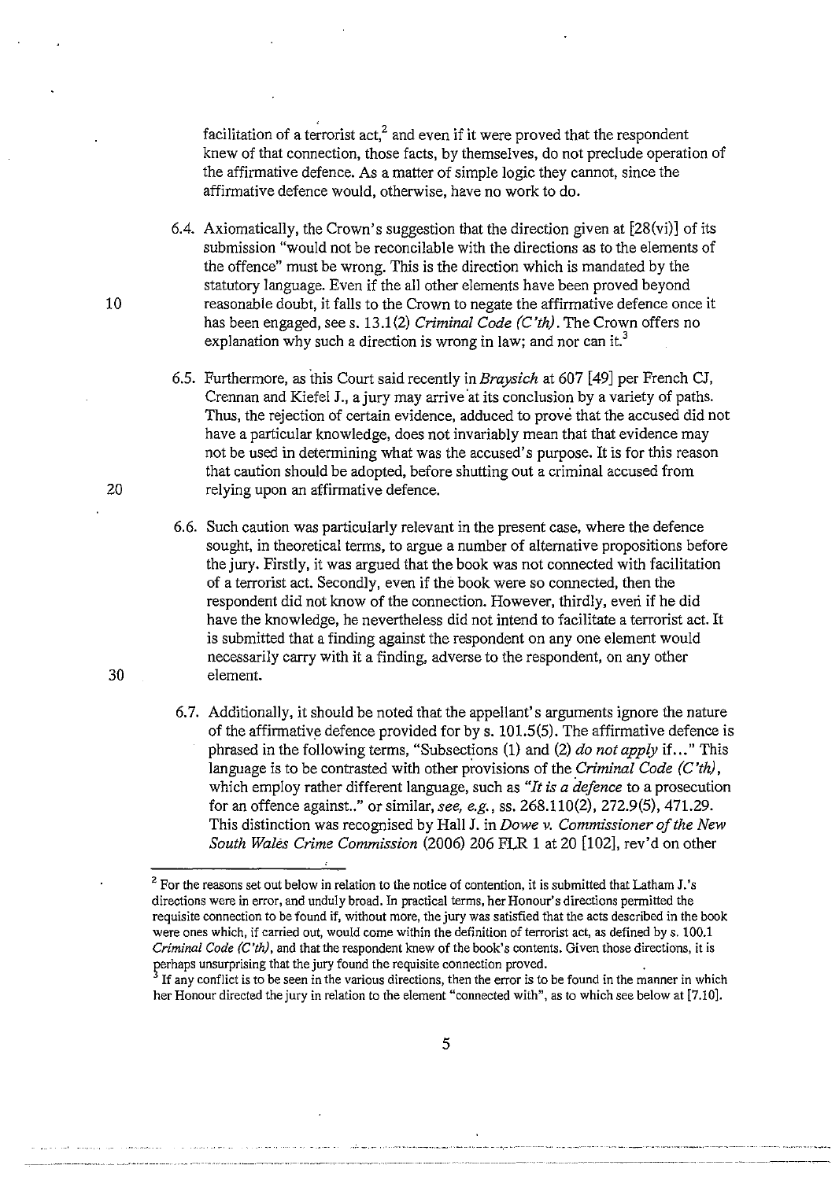facilitation of a terrorist act,[2] and even if it were proved that the respondent knew of that connection, those facts, by themselves, do not preclude operation of the affirmative defence. As a matter of simple logic they cannot, since the affirmative defence would, otherwise, have no work to do.

6.4. Axiomatically, the Crown's suggestion that the direction given at [28(vi)] of its submission "would not be reconcilable with the directions as to the elements of the offence" must be wrong. This is the direction which is mandated by the statutory language. Even if the all other elements have been proved beyond reasonable doubt, it falls to the Crown to negate the affirmative defence once it has been engaged, see s. 13.1(2) *Criminal Code (C'th)*. The Crown offers no explanation why such a direction is wrong in law; and nor can it.[3]

6.5. Furthermore, as this Court said recently in *Braysich* at 607 [49] per French CJ, Crennan and Kiefel J., a jury may arrive at its conclusion by a variety of paths. Thus, the rejection of certain evidence, adduced to prove that the accused did not have a particular knowledge, does not invariably mean that that evidence may not be used in determining what was the accused's purpose. It is for this reason that caution should be adopted, before shutting out a criminal accused from relying upon an affirmative defence.

6.6. Such caution was particularly relevant in the present case, where the defence sought, in theoretical terms, to argue a number of alternative propositions before the jury. Firstly, it was argued that the book was not connected with facilitation of a terrorist act. Secondly, even if the book were so connected, then the respondent did not know of the connection. However, thirdly, even if he did have the knowledge, he nevertheless did not intend to facilitate a terrorist act. It is submitted that a finding against the respondent on any one element would necessarily carry with it a finding, adverse to the respondent, on any other element.

6.7. Additionally, it should be noted that the appellant's arguments ignore the nature of the affirmative defence provided for by s. 101.5(5). The affirmative defence is phrased in the following terms, "Subsections (1) and (2) *do not apply* if…" This language is to be contrasted with other provisions of the *Criminal Code (C'th)*, which employ rather different language, such as *"It is a defence* to a prosecution for an offence against.." or similar, *see, e.g.*, ss. 268.110(2), 272.9(5), 471.29. This distinction was recognised by Hall J. in *Dowe v. Commissioner of the New South Wales Crime Commission* (2006) 206 FLR 1 at 20 [102], rev'd on other

---

[2] For the reasons set out below in relation to the notice of contention, it is submitted that Latham J.'s directions were in error, and unduly broad. In practical terms, her Honour's directions permitted the requisite connection to be found if, without more, the jury was satisfied that the acts described in the book were ones which, if carried out, would come within the definition of terrorist act, as defined by s. 100.1 *Criminal Code (C'th)*, and that the respondent knew of the book's contents. Given those directions, it is perhaps unsurprising that the jury found the requisite connection proved.

[3] If any conflict is to be seen in the various directions, then the error is to be found in the manner in which her Honour directed the jury in relation to the element "connected with", as to which see below at [7.10].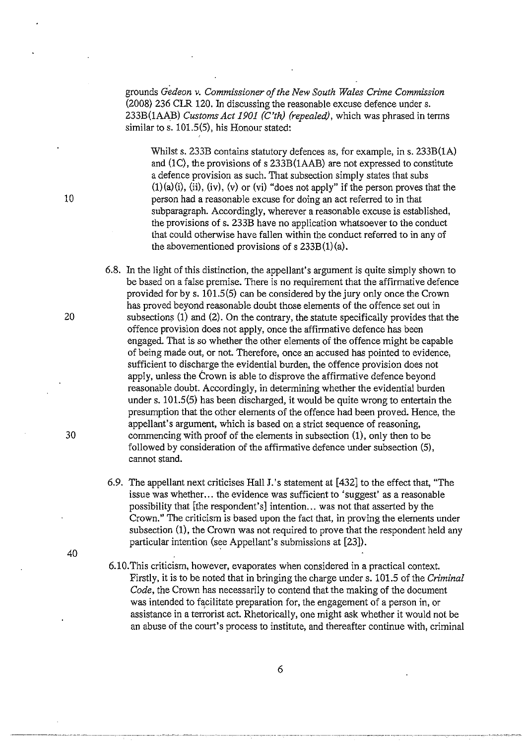grounds *Gedeon v. Commissioner of the New South Wales Crime Commission* (2008) 236 CLR 120. In discussing the reasonable excuse defence under s. 233B(1AAB) *Customs Act 1901 (C'th) (repealed)*, which was phrased in terms similar to s. 101.5(5), his Honour stated:

> Whilst s. 233B contains statutory defences as, for example, in s. 233B(1A) and (1C), the provisions of s 233B(1AAB) are not expressed to constitute a defence provision as such. That subsection simply states that subs (1)(a)(i), (ii), (iv), (v) or (vi) "does not apply" if the person proves that the person had a reasonable excuse for doing an act referred to in that subparagraph. Accordingly, wherever a reasonable excuse is established, the provisions of s. 233B have no application whatsoever to the conduct that could otherwise have fallen within the conduct referred to in any of the abovementioned provisions of s 233B(1)(a).

6.8. In the light of this distinction, the appellant's argument is quite simply shown to be based on a false premise. There is no requirement that the affirmative defence provided for by s. 101.5(5) can be considered by the jury only once the Crown has proved beyond reasonable doubt those elements of the offence set out in subsections (1) and (2). On the contrary, the statute specifically provides that the offence provision does not apply, once the affirmative defence has been engaged. That is so whether the other elements of the offence might be capable of being made out, or not. Therefore, once an accused has pointed to evidence, sufficient to discharge the evidential burden, the offence provision does not apply, unless the Crown is able to disprove the affirmative defence beyond reasonable doubt. Accordingly, in determining whether the evidential burden under s. 101.5(5) has been discharged, it would be quite wrong to entertain the presumption that the other elements of the offence had been proved. Hence, the appellant's argument, which is based on a strict sequence of reasoning, commencing with proof of the elements in subsection (1), only then to be followed by consideration of the affirmative defence under subsection (5), cannot stand.

6.9. The appellant next criticises Hall J.'s statement at [432] to the effect that, "The issue was whether... the evidence was sufficient to 'suggest' as a reasonable possibility that [the respondent's] intention... was not that asserted by the Crown." The criticism is based upon the fact that, in proving the elements under subsection (1), the Crown was not required to prove that the respondent held any particular intention (see Appellant's submissions at [23]).

6.10. This criticism, however, evaporates when considered in a practical context. Firstly, it is to be noted that in bringing the charge under s. 101.5 of the *Criminal Code*, the Crown has necessarily to contend that the making of the document was intended to facilitate preparation for, the engagement of a person in, or assistance in a terrorist act. Rhetorically, one might ask whether it would not be an abuse of the court's process to institute, and thereafter continue with, criminal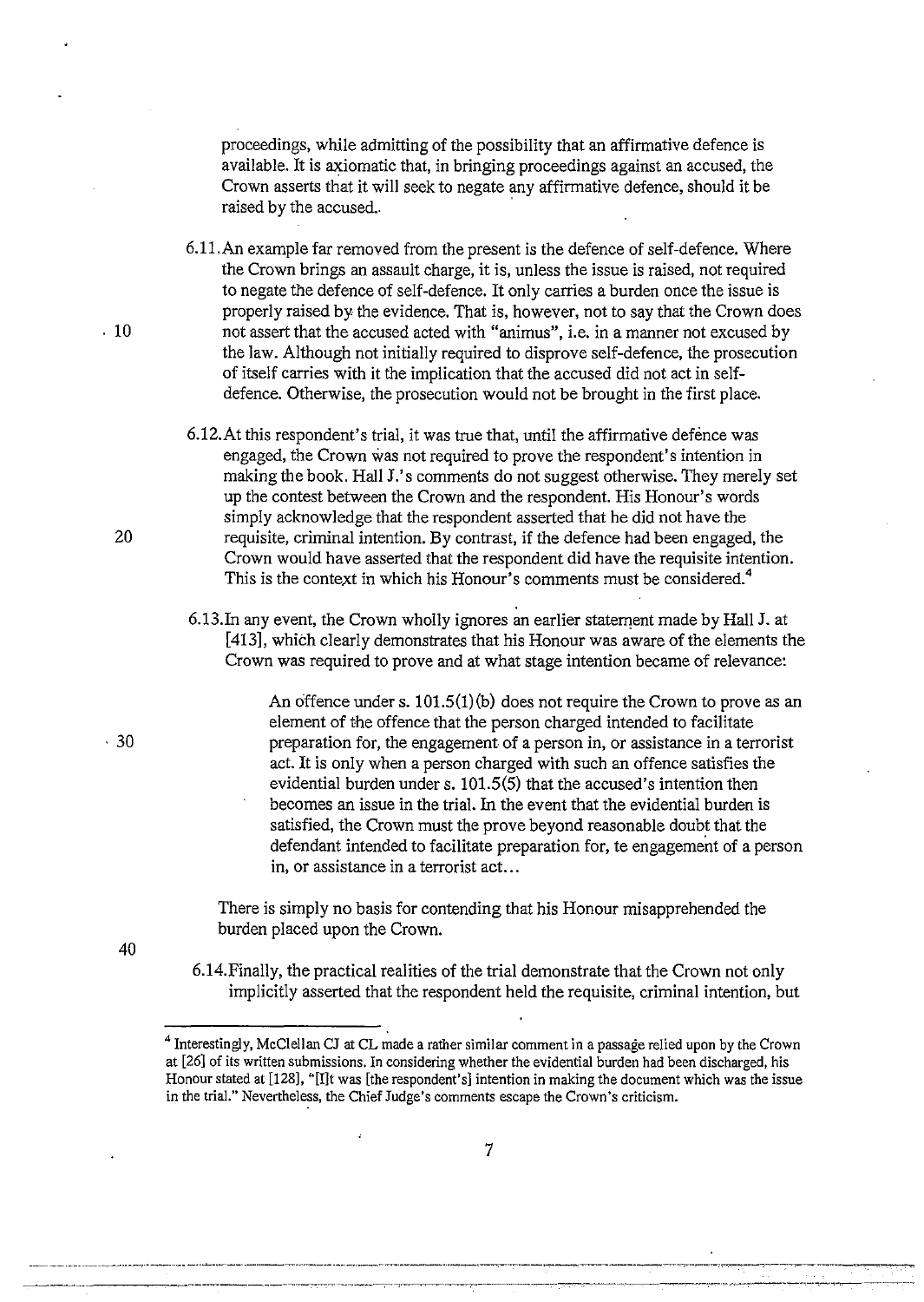proceedings, while admitting of the possibility that an affirmative defence is available. It is axiomatic that, in bringing proceedings against an accused, the Crown asserts that it will seek to negate any affirmative defence, should it be raised by the accused.

6.11. An example far removed from the present is the defence of self-defence. Where the Crown brings an assault charge, it is, unless the issue is raised, not required to negate the defence of self-defence. It only carries a burden once the issue is properly raised by the evidence. That is, however, not to say that the Crown does not assert that the accused acted with "animus", i.e. in a manner not excused by the law. Although not initially required to disprove self-defence, the prosecution of itself carries with it the implication that the accused did not act in self-defence. Otherwise, the prosecution would not be brought in the first place.

6.12. At this respondent's trial, it was true that, until the affirmative defence was engaged, the Crown was not required to prove the respondent's intention in making the book. Hall J.'s comments do not suggest otherwise. They merely set up the contest between the Crown and the respondent. His Honour's words simply acknowledge that the respondent asserted that he did not have the requisite, criminal intention. By contrast, if the defence had been engaged, the Crown would have asserted that the respondent did have the requisite intention. This is the context in which his Honour's comments must be considered.[4]

6.13. In any event, the Crown wholly ignores an earlier statement made by Hall J. at [413], which clearly demonstrates that his Honour was aware of the elements the Crown was required to prove and at what stage intention became of relevance:

> An offence under s. 101.5(1)(b) does not require the Crown to prove as an element of the offence that the person charged intended to facilitate preparation for, the engagement of a person in, or assistance in a terrorist act. It is only when a person charged with such an offence satisfies the evidential burden under s. 101.5(5) that the accused's intention then becomes an issue in the trial. In the event that the evidential burden is satisfied, the Crown must the prove beyond reasonable doubt that the defendant intended to facilitate preparation for, te engagement of a person in, or assistance in a terrorist act...

There is simply no basis for contending that his Honour misapprehended the burden placed upon the Crown.

6.14. Finally, the practical realities of the trial demonstrate that the Crown not only implicitly asserted that the respondent held the requisite, criminal intention, but

---

[4] Interestingly, McClellan CJ at CL made a rather similar comment in a passage relied upon by the Crown at [26] of its written submissions. In considering whether the evidential burden had been discharged, his Honour stated at [128], "[I]t was [the respondent's] intention in making the document which was the issue in the trial." Nevertheless, the Chief Judge's comments escape the Crown's criticism.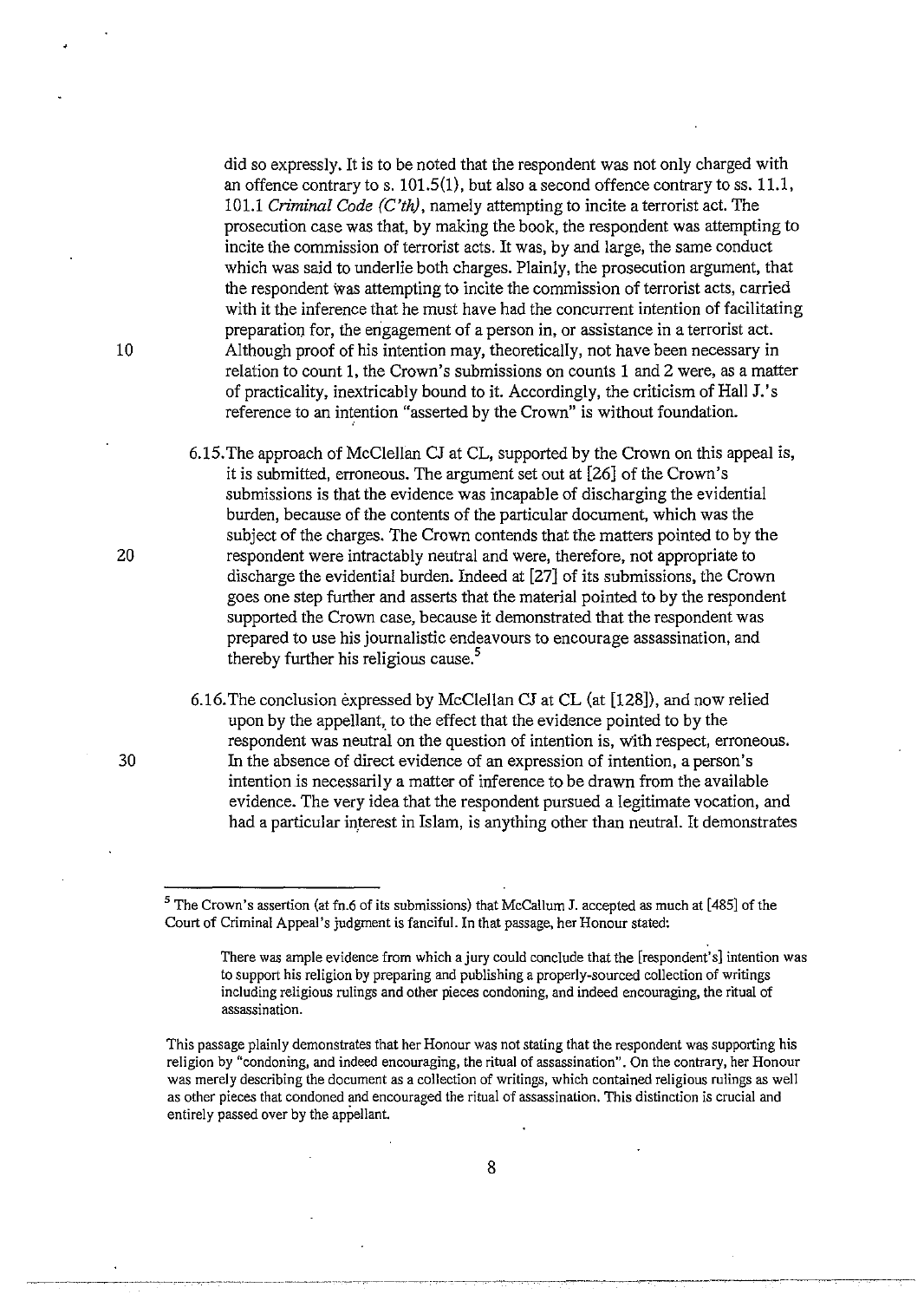did so expressly. It is to be noted that the respondent was not only charged with an offence contrary to s. 101.5(1), but also a second offence contrary to ss. 11.1, 101.1 *Criminal Code (C'th)*, namely attempting to incite a terrorist act. The prosecution case was that, by making the book, the respondent was attempting to incite the commission of terrorist acts. It was, by and large, the same conduct which was said to underlie both charges. Plainly, the prosecution argument, that the respondent was attempting to incite the commission of terrorist acts, carried with it the inference that he must have had the concurrent intention of facilitating preparation for, the engagement of a person in, or assistance in a terrorist act. Although proof of his intention may, theoretically, not have been necessary in relation to count 1, the Crown's submissions on counts 1 and 2 were, as a matter of practicality, inextricably bound to it. Accordingly, the criticism of Hall J.'s reference to an intention "asserted by the Crown" is without foundation.

6.15. The approach of McClellan CJ at CL, supported by the Crown on this appeal is, it is submitted, erroneous. The argument set out at [26] of the Crown's submissions is that the evidence was incapable of discharging the evidential burden, because of the contents of the particular document, which was the subject of the charges. The Crown contends that the matters pointed to by the respondent were intractably neutral and were, therefore, not appropriate to discharge the evidential burden. Indeed at [27] of its submissions, the Crown goes one step further and asserts that the material pointed to by the respondent supported the Crown case, because it demonstrated that the respondent was prepared to use his journalistic endeavours to encourage assassination, and thereby further his religious cause.[5]

6.16. The conclusion expressed by McClellan CJ at CL (at [128]), and now relied upon by the appellant, to the effect that the evidence pointed to by the respondent was neutral on the question of intention is, with respect, erroneous. In the absence of direct evidence of an expression of intention, a person's intention is necessarily a matter of inference to be drawn from the available evidence. The very idea that the respondent pursued a legitimate vocation, and had a particular interest in Islam, is anything other than neutral. It demonstrates

---

[5] The Crown's assertion (at fn.6 of its submissions) that McCallum J. accepted as much at [485] of the Court of Criminal Appeal's judgment is fanciful. In that passage, her Honour stated:

> There was ample evidence from which a jury could conclude that the [respondent's] intention was to support his religion by preparing and publishing a properly-sourced collection of writings including religious rulings and other pieces condoning, and indeed encouraging, the ritual of assassination.

This passage plainly demonstrates that her Honour was not stating that the respondent was supporting his religion by "condoning, and indeed encouraging, the ritual of assassination". On the contrary, her Honour was merely describing the document as a collection of writings, which contained religious rulings as well as other pieces that condoned and encouraged the ritual of assassination. This distinction is crucial and entirely passed over by the appellant.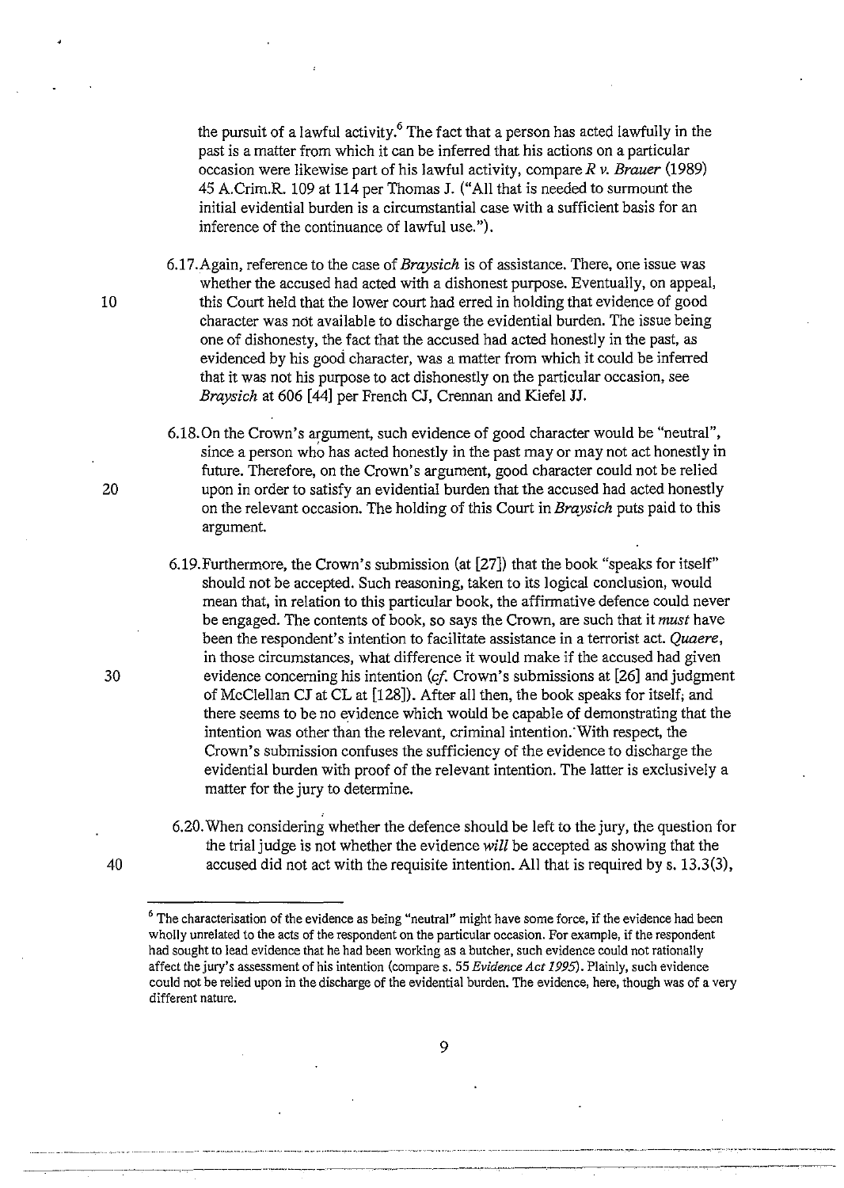the pursuit of a lawful activity.[6] The fact that a person has acted lawfully in the past is a matter from which it can be inferred that his actions on a particular occasion were likewise part of his lawful activity, compare *R v. Brauer* (1989) 45 A.Crim.R. 109 at 114 per Thomas J. ("All that is needed to surmount the initial evidential burden is a circumstantial case with a sufficient basis for an inference of the continuance of lawful use.").

6.17. Again, reference to the case of *Braysich* is of assistance. There, one issue was whether the accused had acted with a dishonest purpose. Eventually, on appeal, this Court held that the lower court had erred in holding that evidence of good character was not available to discharge the evidential burden. The issue being one of dishonesty, the fact that the accused had acted honestly in the past, as evidenced by his good character, was a matter from which it could be inferred that it was not his purpose to act dishonestly on the particular occasion, see *Braysich* at 606 [44] per French CJ, Crennan and Kiefel JJ.

6.18. On the Crown's argument, such evidence of good character would be "neutral", since a person who has acted honestly in the past may or may not act honestly in future. Therefore, on the Crown's argument, good character could not be relied upon in order to satisfy an evidential burden that the accused had acted honestly on the relevant occasion. The holding of this Court in *Braysich* puts paid to this argument.

6.19. Furthermore, the Crown's submission (at [27]) that the book "speaks for itself" should not be accepted. Such reasoning, taken to its logical conclusion, would mean that, in relation to this particular book, the affirmative defence could never be engaged. The contents of book, so says the Crown, are such that it *must* have been the respondent's intention to facilitate assistance in a terrorist act. *Quaere*, in those circumstances, what difference it would make if the accused had given evidence concerning his intention (*cf.* Crown's submissions at [26] and judgment of McClellan CJ at CL at [128]). After all then, the book speaks for itself; and there seems to be no evidence which would be capable of demonstrating that the intention was other than the relevant, criminal intention. With respect, the Crown's submission confuses the sufficiency of the evidence to discharge the evidential burden with proof of the relevant intention. The latter is exclusively a matter for the jury to determine.

6.20. When considering whether the defence should be left to the jury, the question for the trial judge is not whether the evidence *will* be accepted as showing that the accused did not act with the requisite intention. All that is required by s. 13.3(3),

---

[6] The characterisation of the evidence as being "neutral" might have some force, if the evidence had been wholly unrelated to the acts of the respondent on the particular occasion. For example, if the respondent had sought to lead evidence that he had been working as a butcher, such evidence could not rationally affect the jury's assessment of his intention (compare s. 55 *Evidence Act 1995*). Plainly, such evidence could not be relied upon in the discharge of the evidential burden. The evidence, here, though was of a very different nature.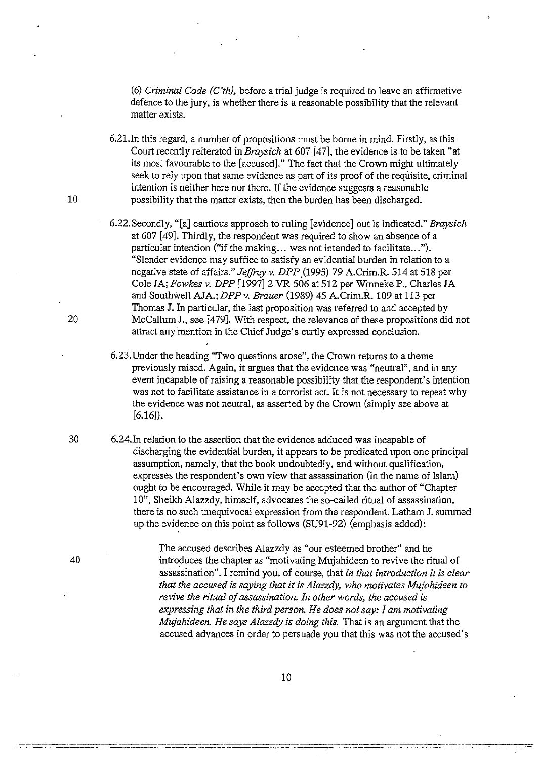(6) *Criminal Code (C'th),* before a trial judge is required to leave an affirmative defence to the jury, is whether there is a reasonable possibility that the relevant matter exists.

6.21. In this regard, a number of propositions must be borne in mind. Firstly, as this Court recently reiterated in *Braysich* at 607 [47], the evidence is to be taken "at its most favourable to the [accused]." The fact that the Crown might ultimately seek to rely upon that same evidence as part of its proof of the requisite, criminal intention is neither here nor there. If the evidence suggests a reasonable possibility that the matter exists, then the burden has been discharged.

6.22. Secondly, "[a] cautious approach to ruling [evidence] out is indicated." *Braysich* at 607 [49]. Thirdly, the respondent was required to show an absence of a particular intention ("if the making... was not intended to facilitate..."). "Slender evidence may suffice to satisfy an evidential burden in relation to a negative state of affairs." *Jeffrey v. DPP* (1995) 79 A.Crim.R. 514 at 518 per Cole JA; *Fowkes v. DPP* [1997] 2 VR 506 at 512 per Winneke P., Charles JA and Southwell AJA.; *DPP v. Brauer* (1989) 45 A.Crim.R. 109 at 113 per Thomas J. In particular, the last proposition was referred to and accepted by McCallum J., see [479]. With respect, the relevance of these propositions did not attract any mention in the Chief Judge's curtly expressed conclusion.

6.23. Under the heading "Two questions arose", the Crown returns to a theme previously raised. Again, it argues that the evidence was "neutral", and in any event incapable of raising a reasonable possibility that the respondent's intention was not to facilitate assistance in a terrorist act. It is not necessary to repeat why the evidence was not neutral, as asserted by the Crown (simply see above at [6.16]).

6.24. In relation to the assertion that the evidence adduced was incapable of discharging the evidential burden, it appears to be predicated upon one principal assumption, namely, that the book undoubtedly, and without qualification, expresses the respondent's own view that assassination (in the name of Islam) ought to be encouraged. While it may be accepted that the author of "Chapter 10", Sheikh Alazzdy, himself, advocates the so-called ritual of assassination, there is no such unequivocal expression from the respondent. Latham J. summed up the evidence on this point as follows (SU91-92) (emphasis added):

> The accused describes Alazzdy as "our esteemed brother" and he introduces the chapter as "motivating Mujahideen to revive the ritual of assassination". I remind you, of course, that *in that introduction it is clear that the accused is saying that it is Alazzdy, who motivates Mujahideen to revive the ritual of assassination. In other words, the accused is expressing that in the third person. He does not say: I am motivating Mujahideen. He says Alazzdy is doing this.* That is an argument that the accused advances in order to persuade you that this was not the accused's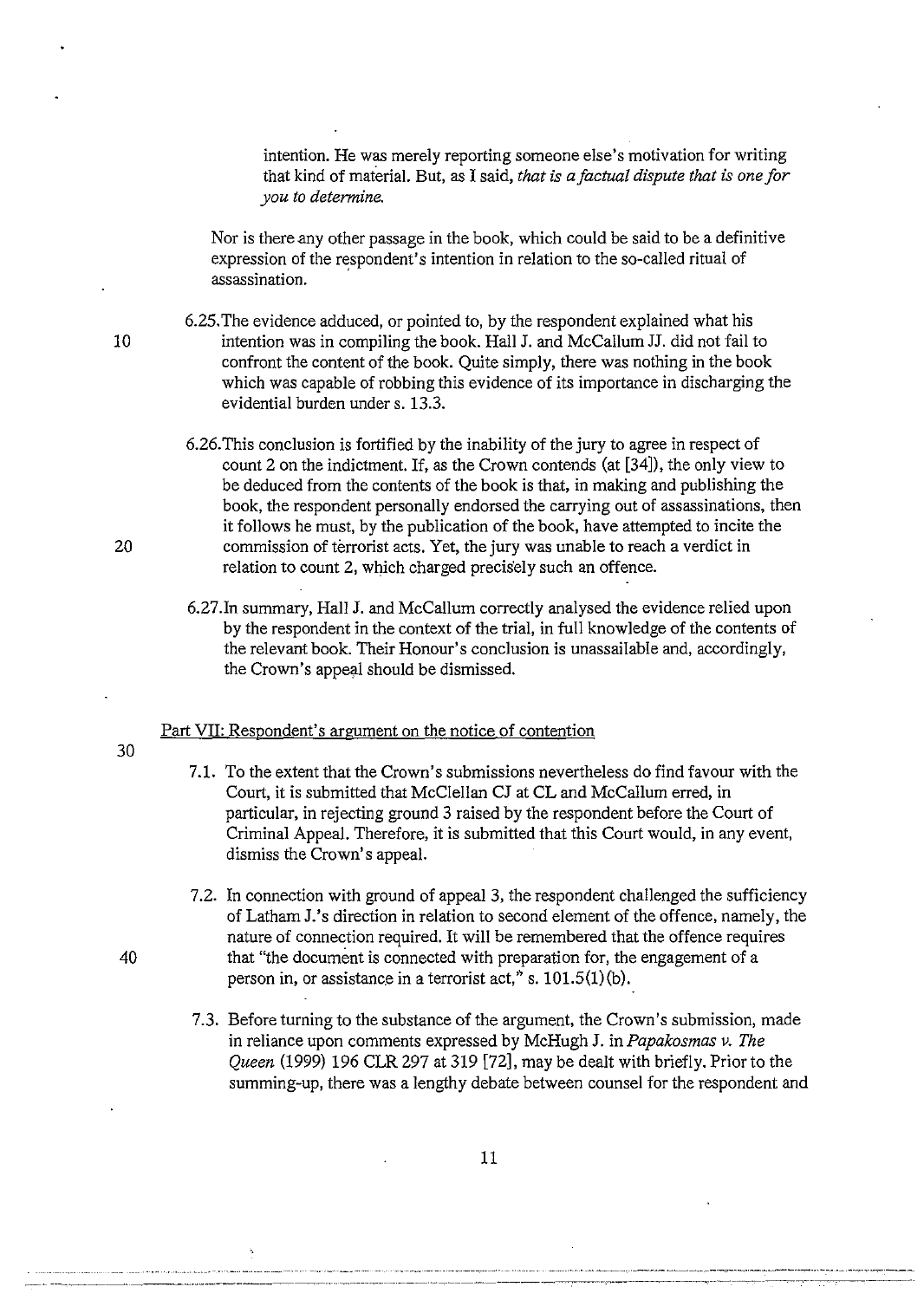> intention. He was merely reporting someone else's motivation for writing that kind of material. But, as I said, *that is a factual dispute that is one for you to determine.*

Nor is there any other passage in the book, which could be said to be a definitive expression of the respondent's intention in relation to the so-called ritual of assassination.

6.25. The evidence adduced, or pointed to, by the respondent explained what his intention was in compiling the book. Hall J. and McCallum JJ. did not fail to confront the content of the book. Quite simply, there was nothing in the book which was capable of robbing this evidence of its importance in discharging the evidential burden under s. 13.3.

6.26. This conclusion is fortified by the inability of the jury to agree in respect of count 2 on the indictment. If, as the Crown contends (at [34]), the only view to be deduced from the contents of the book is that, in making and publishing the book, the respondent personally endorsed the carrying out of assassinations, then it follows he must, by the publication of the book, have attempted to incite the commission of terrorist acts. Yet, the jury was unable to reach a verdict in relation to count 2, which charged precisely such an offence.

6.27. In summary, Hall J. and McCallum correctly analysed the evidence relied upon by the respondent in the context of the trial, in full knowledge of the contents of the relevant book. Their Honour's conclusion is unassailable and, accordingly, the Crown's appeal should be dismissed.

## Part VII: Respondent's argument on the notice of contention

7.1. To the extent that the Crown's submissions nevertheless do find favour with the Court, it is submitted that McClellan CJ at CL and McCallum erred, in particular, in rejecting ground 3 raised by the respondent before the Court of Criminal Appeal. Therefore, it is submitted that this Court would, in any event, dismiss the Crown's appeal.

7.2. In connection with ground of appeal 3, the respondent challenged the sufficiency of Latham J.'s direction in relation to second element of the offence, namely, the nature of connection required. It will be remembered that the offence requires that "the document is connected with preparation for, the engagement of a person in, or assistance in a terrorist act," s. 101.5(1)(b).

7.3. Before turning to the substance of the argument, the Crown's submission, made in reliance upon comments expressed by McHugh J. in *Papakosmas v. The Queen* (1999) 196 CLR 297 at 319 [72], may be dealt with briefly. Prior to the summing-up, there was a lengthy debate between counsel for the respondent and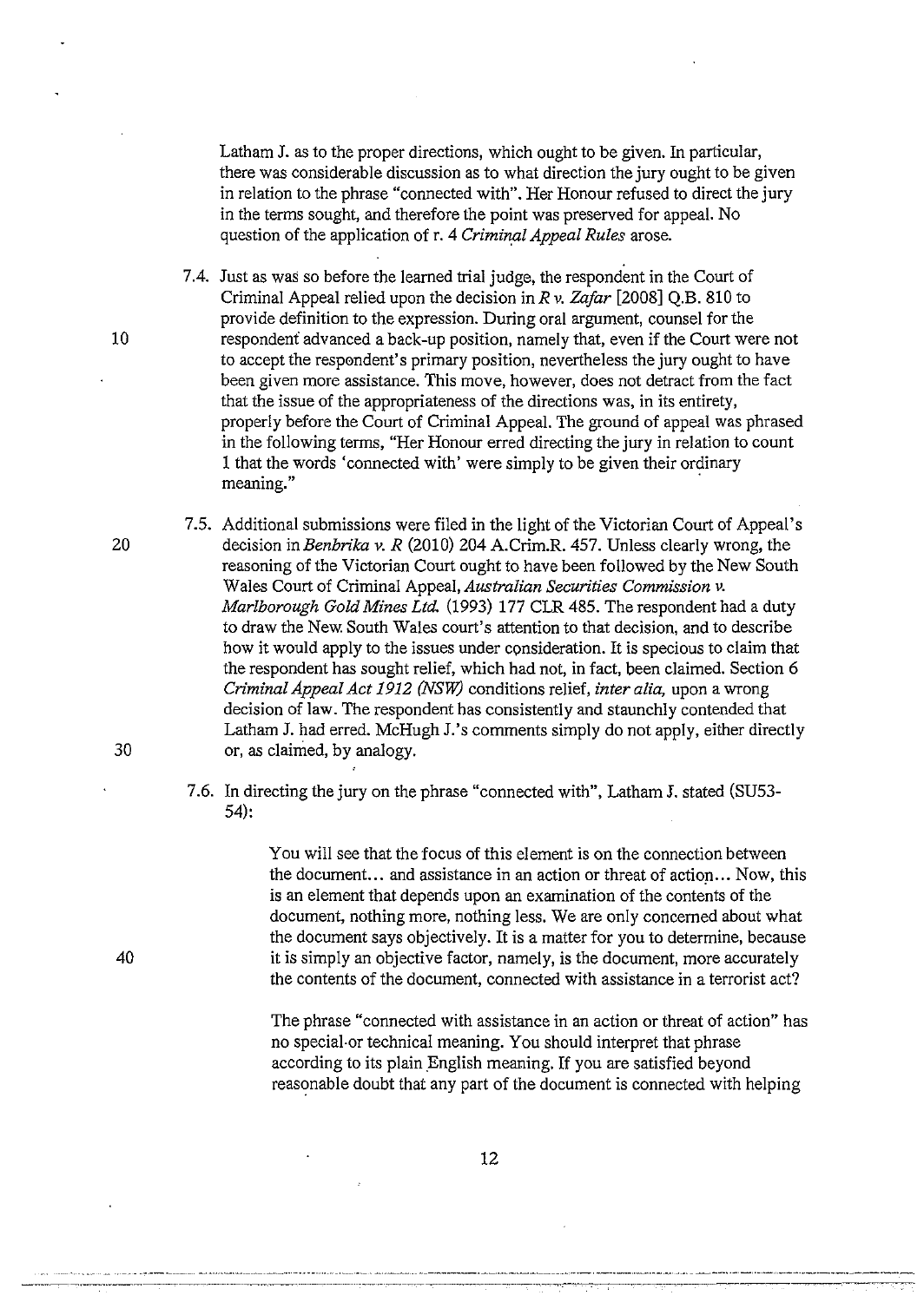Latham J. as to the proper directions, which ought to be given. In particular, there was considerable discussion as to what direction the jury ought to be given in relation to the phrase "connected with". Her Honour refused to direct the jury in the terms sought, and therefore the point was preserved for appeal. No question of the application of r. 4 *Criminal Appeal Rules* arose.

7.4. Just as was so before the learned trial judge, the respondent in the Court of Criminal Appeal relied upon the decision in *R v. Zafar* [2008] Q.B. 810 to provide definition to the expression. During oral argument, counsel for the respondent advanced a back-up position, namely that, even if the Court were not to accept the respondent's primary position, nevertheless the jury ought to have been given more assistance. This move, however, does not detract from the fact that the issue of the appropriateness of the directions was, in its entirety, properly before the Court of Criminal Appeal. The ground of appeal was phrased in the following terms, "Her Honour erred directing the jury in relation to count 1 that the words 'connected with' were simply to be given their ordinary meaning."

7.5. Additional submissions were filed in the light of the Victorian Court of Appeal's decision in *Benbrika v. R* (2010) 204 A.Crim.R. 457. Unless clearly wrong, the reasoning of the Victorian Court ought to have been followed by the New South Wales Court of Criminal Appeal, *Australian Securities Commission v. Marlborough Gold Mines Ltd.* (1993) 177 CLR 485. The respondent had a duty to draw the New South Wales court's attention to that decision, and to describe how it would apply to the issues under consideration. It is specious to claim that the respondent has sought relief, which had not, in fact, been claimed. Section 6 *Criminal Appeal Act 1912 (NSW)* conditions relief, *inter alia*, upon a wrong decision of law. The respondent has consistently and staunchly contended that Latham J. had erred. McHugh J.'s comments simply do not apply, either directly or, as claimed, by analogy.

7.6. In directing the jury on the phrase "connected with", Latham J. stated (SU53-54):

> You will see that the focus of this element is on the connection between the document... and assistance in an action or threat of action... Now, this is an element that depends upon an examination of the contents of the document, nothing more, nothing less. We are only concerned about what the document says objectively. It is a matter for you to determine, because it is simply an objective factor, namely, is the document, more accurately the contents of the document, connected with assistance in a terrorist act?
>
> The phrase "connected with assistance in an action or threat of action" has no special or technical meaning. You should interpret that phrase according to its plain English meaning. If you are satisfied beyond reasonable doubt that any part of the document is connected with helping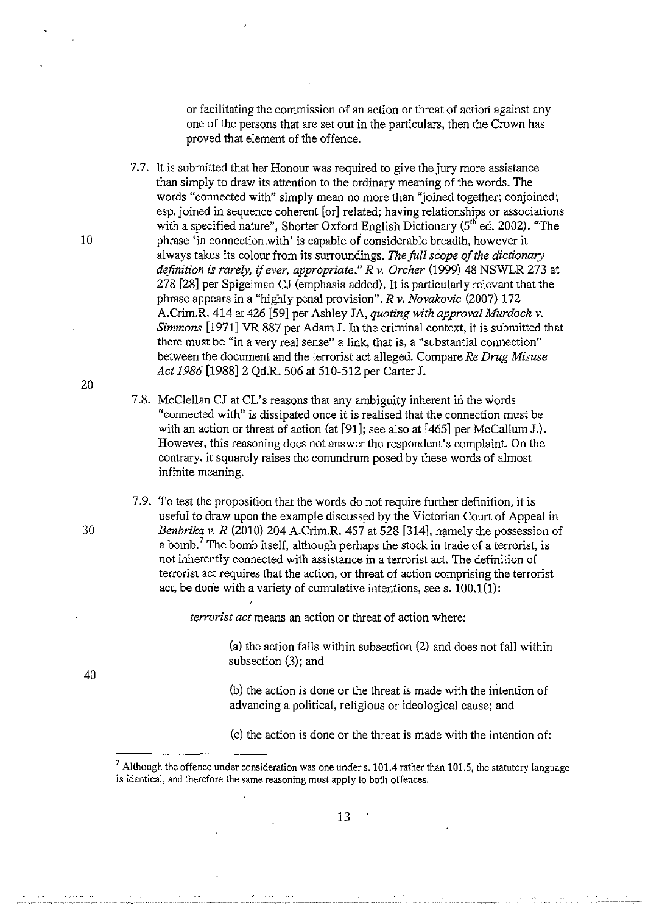or facilitating the commission of an action or threat of action against any one of the persons that are set out in the particulars, then the Crown has proved that element of the offence.

7.7. It is submitted that her Honour was required to give the jury more assistance than simply to draw its attention to the ordinary meaning of the words. The words "connected with" simply mean no more than "joined together; conjoined; esp. joined in sequence coherent [or] related; having relationships or associations with a specified nature", Shorter Oxford English Dictionary (5th ed. 2002). "The phrase 'in connection with' is capable of considerable breadth, however it always takes its colour from its surroundings. *The full scope of the dictionary definition is rarely, if ever, appropriate.*" *R v. Orcher* (1999) 48 NSWLR 273 at 278 [28] per Spigelman CJ (emphasis added). It is particularly relevant that the phrase appears in a "highly penal provision". *R v. Novakovic* (2007) 172 A.Crim.R. 414 at 426 [59] per Ashley JA, *quoting with approval Murdoch v. Simmons* [1971] VR 887 per Adam J. In the criminal context, it is submitted that there must be "in a very real sense" a link, that is, a "substantial connection" between the document and the terrorist act alleged. Compare *Re Drug Misuse Act 1986* [1988] 2 Qd.R. 506 at 510-512 per Carter J.

7.8. McClellan CJ at CL's reasons that any ambiguity inherent in the words "connected with" is dissipated once it is realised that the connection must be with an action or threat of action (at [91]; see also at [465] per McCallum J.). However, this reasoning does not answer the respondent's complaint. On the contrary, it squarely raises the conundrum posed by these words of almost infinite meaning.

7.9. To test the proposition that the words do not require further definition, it is useful to draw upon the example discussed by the Victorian Court of Appeal in *Benbrika v. R* (2010) 204 A.Crim.R. 457 at 528 [314], namely the possession of a bomb.[7] The bomb itself, although perhaps the stock in trade of a terrorist, is not inherently connected with assistance in a terrorist act. The definition of terrorist act requires that the action, or threat of action comprising the terrorist act, be done with a variety of cumulative intentions, see s. 100.1(1):

> *terrorist act* means an action or threat of action where:
>
> (a) the action falls within subsection (2) and does not fall within subsection (3); and
>
> (b) the action is done or the threat is made with the intention of advancing a political, religious or ideological cause; and
>
> (c) the action is done or the threat is made with the intention of:

[7] Although the offence under consideration was one under s. 101.4 rather than 101.5, the statutory language is identical, and therefore the same reasoning must apply to both offences.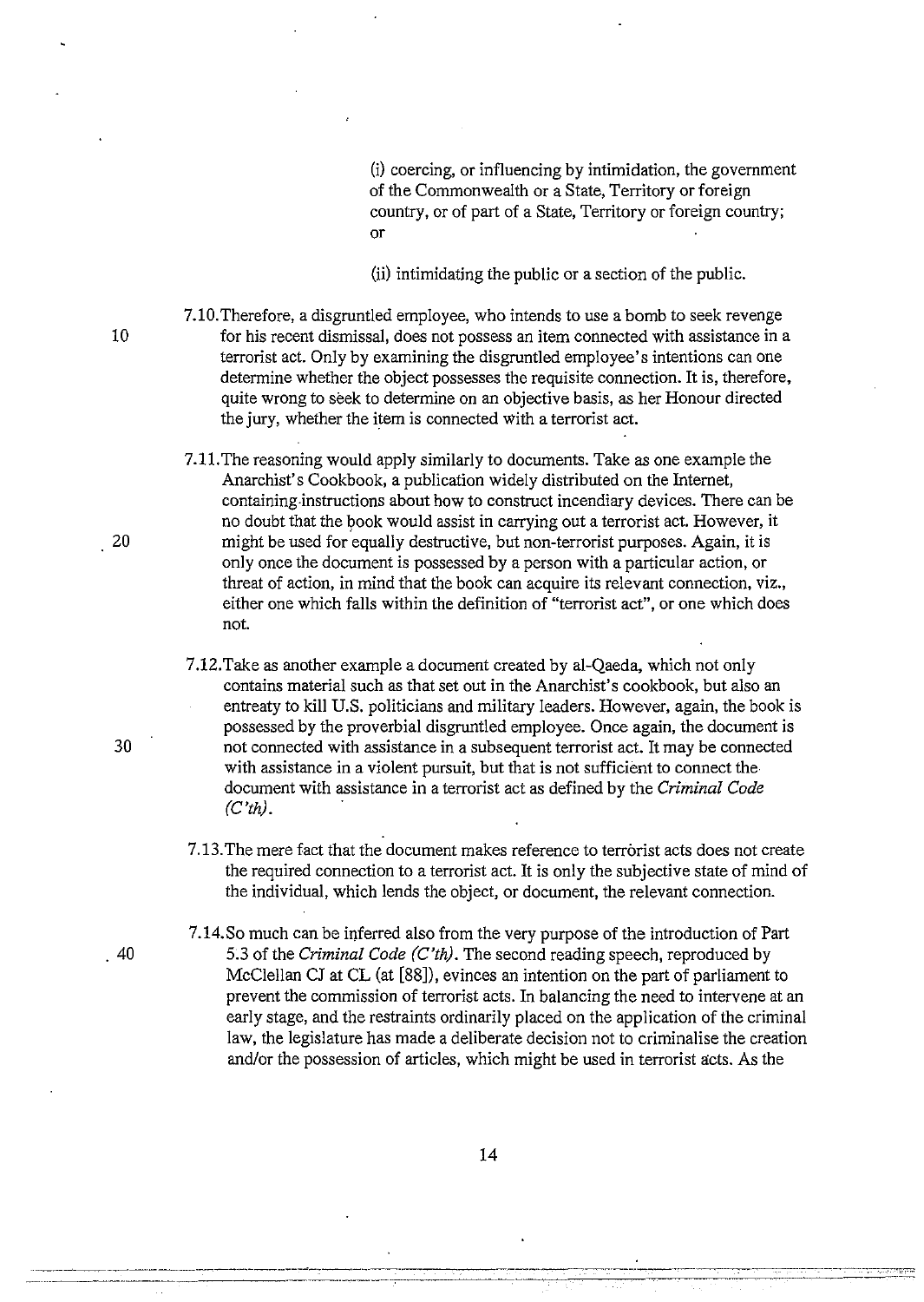(i) coercing, or influencing by intimidation, the government of the Commonwealth or a State, Territory or foreign country, or of part of a State, Territory or foreign country; or

(ii) intimidating the public or a section of the public.

7.10. Therefore, a disgruntled employee, who intends to use a bomb to seek revenge for his recent dismissal, does not possess an item connected with assistance in a terrorist act. Only by examining the disgruntled employee's intentions can one determine whether the object possesses the requisite connection. It is, therefore, quite wrong to seek to determine on an objective basis, as her Honour directed the jury, whether the item is connected with a terrorist act.

7.11. The reasoning would apply similarly to documents. Take as one example the Anarchist's Cookbook, a publication widely distributed on the Internet, containing instructions about how to construct incendiary devices. There can be no doubt that the book would assist in carrying out a terrorist act. However, it might be used for equally destructive, but non-terrorist purposes. Again, it is only once the document is possessed by a person with a particular action, or threat of action, in mind that the book can acquire its relevant connection, viz., either one which falls within the definition of "terrorist act", or one which does not.

7.12. Take as another example a document created by al-Qaeda, which not only contains material such as that set out in the Anarchist's cookbook, but also an entreaty to kill U.S. politicians and military leaders. However, again, the book is possessed by the proverbial disgruntled employee. Once again, the document is not connected with assistance in a subsequent terrorist act. It may be connected with assistance in a violent pursuit, but that is not sufficient to connect the document with assistance in a terrorist act as defined by the *Criminal Code (C'th)*.

7.13. The mere fact that the document makes reference to terrorist acts does not create the required connection to a terrorist act. It is only the subjective state of mind of the individual, which lends the object, or document, the relevant connection.

7.14. So much can be inferred also from the very purpose of the introduction of Part 5.3 of the *Criminal Code (C'th)*. The second reading speech, reproduced by McClellan CJ at CL (at [88]), evinces an intention on the part of parliament to prevent the commission of terrorist acts. In balancing the need to intervene at an early stage, and the restraints ordinarily placed on the application of the criminal law, the legislature has made a deliberate decision not to criminalise the creation and/or the possession of articles, which might be used in terrorist acts. As the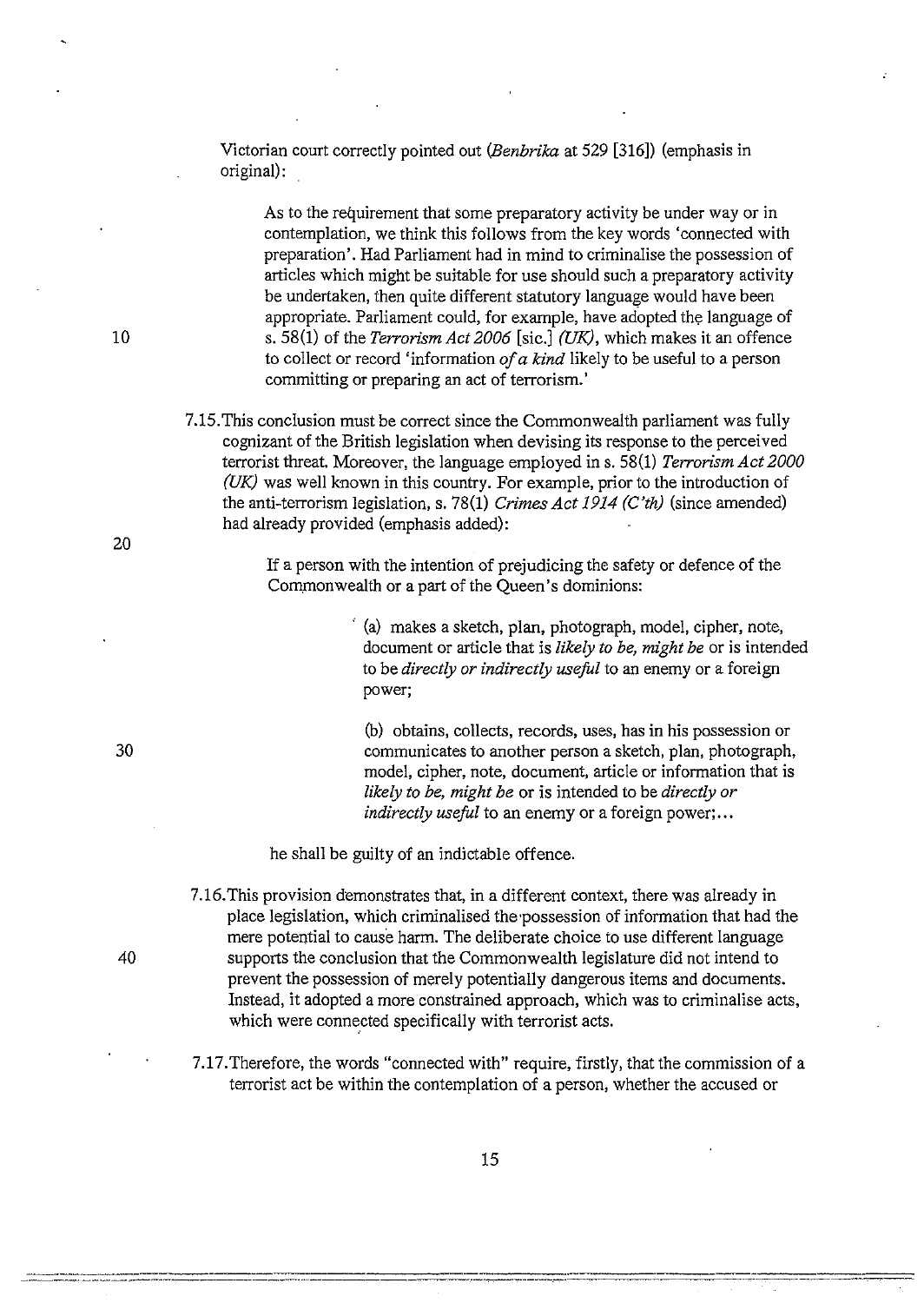Victorian court correctly pointed out (*Benbrika* at 529 [316]) (emphasis in original):

> As to the requirement that some preparatory activity be under way or in contemplation, we think this follows from the key words 'connected with preparation'. Had Parliament had in mind to criminalise the possession of articles which might be suitable for use should such a preparatory activity be undertaken, then quite different statutory language would have been appropriate. Parliament could, for example, have adopted the language of s. 58(1) of the *Terrorism Act 2006* [sic.] *(UK)*, which makes it an offence to collect or record 'information *of a kind* likely to be useful to a person committing or preparing an act of terrorism.'

7.15. This conclusion must be correct since the Commonwealth parliament was fully cognizant of the British legislation when devising its response to the perceived terrorist threat. Moreover, the language employed in s. 58(1) *Terrorism Act 2000 (UK)* was well known in this country. For example, prior to the introduction of the anti-terrorism legislation, s. 78(1) *Crimes Act 1914 (C'th)* (since amended) had already provided (emphasis added):

> If a person with the intention of prejudicing the safety or defence of the Commonwealth or a part of the Queen's dominions:
>
> (a) makes a sketch, plan, photograph, model, cipher, note, document or article that is *likely to be, might be* or is intended to be *directly or indirectly useful* to an enemy or a foreign power;
>
> (b) obtains, collects, records, uses, has in his possession or communicates to another person a sketch, plan, photograph, model, cipher, note, document, article or information that is *likely to be, might be* or is intended to be *directly or indirectly useful* to an enemy or a foreign power;...
>
> he shall be guilty of an indictable offence.

7.16. This provision demonstrates that, in a different context, there was already in place legislation, which criminalised the possession of information that had the mere potential to cause harm. The deliberate choice to use different language supports the conclusion that the Commonwealth legislature did not intend to prevent the possession of merely potentially dangerous items and documents. Instead, it adopted a more constrained approach, which was to criminalise acts, which were connected specifically with terrorist acts.

7.17. Therefore, the words "connected with" require, firstly, that the commission of a terrorist act be within the contemplation of a person, whether the accused or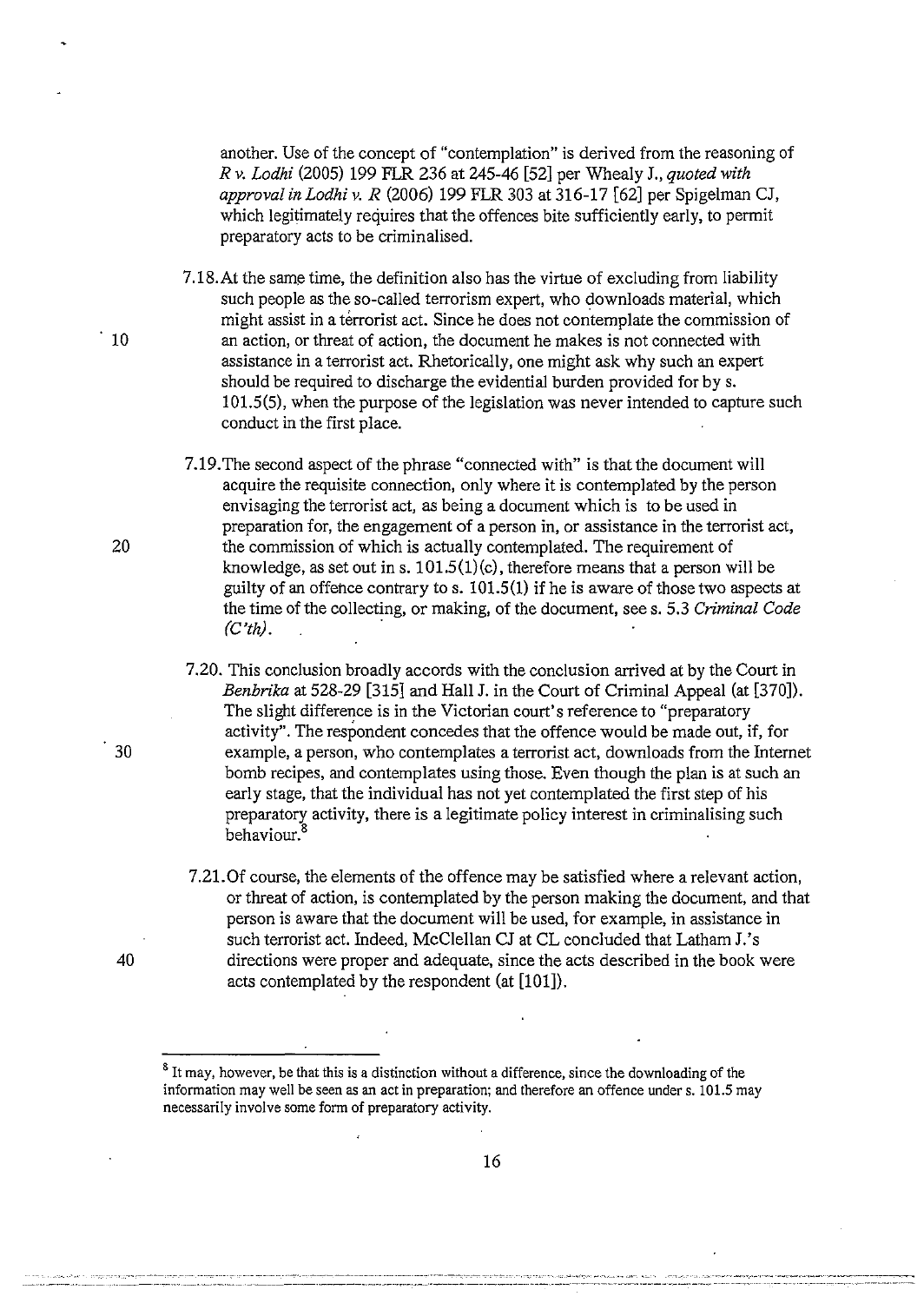another. Use of the concept of "contemplation" is derived from the reasoning of *R v. Lodhi* (2005) 199 FLR 236 at 245-46 [52] per Whealy J., *quoted with approval in Lodhi v. R* (2006) 199 FLR 303 at 316-17 [62] per Spigelman CJ, which legitimately requires that the offences bite sufficiently early, to permit preparatory acts to be criminalised.

7.18. At the same time, the definition also has the virtue of excluding from liability such people as the so-called terrorism expert, who downloads material, which might assist in a terrorist act. Since he does not contemplate the commission of an action, or threat of action, the document he makes is not connected with assistance in a terrorist act. Rhetorically, one might ask why such an expert should be required to discharge the evidential burden provided for by s. 101.5(5), when the purpose of the legislation was never intended to capture such conduct in the first place.

7.19. The second aspect of the phrase "connected with" is that the document will acquire the requisite connection, only where it is contemplated by the person envisaging the terrorist act, as being a document which is to be used in preparation for, the engagement of a person in, or assistance in the terrorist act, the commission of which is actually contemplated. The requirement of knowledge, as set out in s. 101.5(1)(c), therefore means that a person will be guilty of an offence contrary to s. 101.5(1) if he is aware of those two aspects at the time of the collecting, or making, of the document, see s. 5.3 *Criminal Code (C'th)*.

7.20. This conclusion broadly accords with the conclusion arrived at by the Court in *Benbrika* at 528-29 [315] and Hall J. in the Court of Criminal Appeal (at [370]). The slight difference is in the Victorian court's reference to "preparatory activity". The respondent concedes that the offence would be made out, if, for example, a person, who contemplates a terrorist act, downloads from the Internet bomb recipes, and contemplates using those. Even though the plan is at such an early stage, that the individual has not yet contemplated the first step of his preparatory activity, there is a legitimate policy interest in criminalising such behaviour.[8]

7.21. Of course, the elements of the offence may be satisfied where a relevant action, or threat of action, is contemplated by the person making the document, and that person is aware that the document will be used, for example, in assistance in such terrorist act. Indeed, McClellan CJ at CL concluded that Latham J.'s directions were proper and adequate, since the acts described in the book were acts contemplated by the respondent (at [101]).

---

[8] It may, however, be that this is a distinction without a difference, since the downloading of the information may well be seen as an act in preparation; and therefore an offence under s. 101.5 may necessarily involve some form of preparatory activity.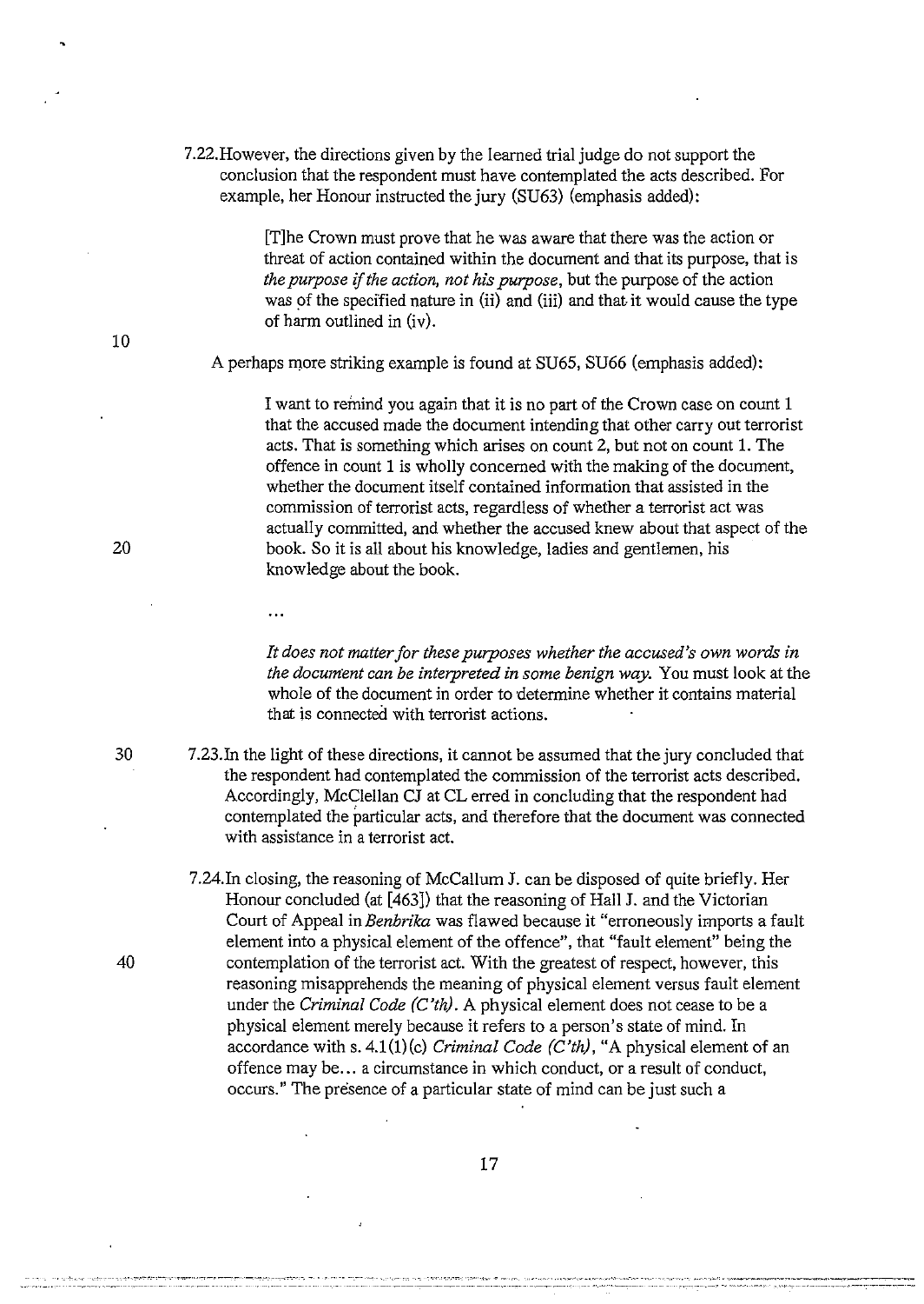7.22. However, the directions given by the learned trial judge do not support the conclusion that the respondent must have contemplated the acts described. For example, her Honour instructed the jury (SU63) (emphasis added):

> [T]he Crown must prove that he was aware that there was the action or threat of action contained within the document and that its purpose, that is *the purpose if the action, not his purpose*, but the purpose of the action was of the specified nature in (ii) and (iii) and that it would cause the type of harm outlined in (iv).

A perhaps more striking example is found at SU65, SU66 (emphasis added):

> I want to remind you again that it is no part of the Crown case on count 1 that the accused made the document intending that other carry out terrorist acts. That is something which arises on count 2, but not on count 1. The offence in count 1 is wholly concerned with the making of the document, whether the document itself contained information that assisted in the commission of terrorist acts, regardless of whether a terrorist act was actually committed, and whether the accused knew about that aspect of the book. So it is all about his knowledge, ladies and gentlemen, his knowledge about the book.
>
> ...
>
> *It does not matter for these purposes whether the accused's own words in the document can be interpreted in some benign way.* You must look at the whole of the document in order to determine whether it contains material that is connected with terrorist actions.

7.23. In the light of these directions, it cannot be assumed that the jury concluded that the respondent had contemplated the commission of the terrorist acts described. Accordingly, McClellan CJ at CL erred in concluding that the respondent had contemplated the particular acts, and therefore that the document was connected with assistance in a terrorist act.

7.24. In closing, the reasoning of McCallum J. can be disposed of quite briefly. Her Honour concluded (at [463]) that the reasoning of Hall J. and the Victorian Court of Appeal in *Benbrika* was flawed because it "erroneously imports a fault element into a physical element of the offence", that "fault element" being the contemplation of the terrorist act. With the greatest of respect, however, this reasoning misapprehends the meaning of physical element versus fault element under the *Criminal Code (C'th)*. A physical element does not cease to be a physical element merely because it refers to a person's state of mind. In accordance with s. 4.1(1)(c) *Criminal Code (C'th)*, "A physical element of an offence may be... a circumstance in which conduct, or a result of conduct, occurs." The presence of a particular state of mind can be just such a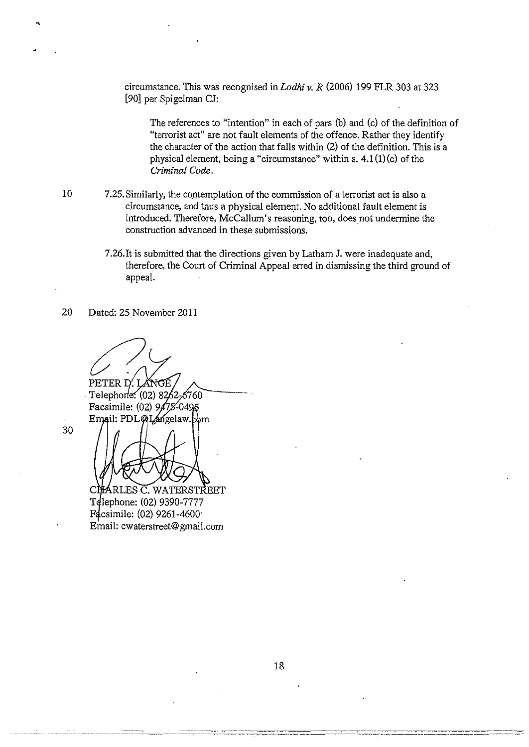circumstance. This was recognised in *Lodhi v. R* (2006) 199 FLR 303 at 323 [90] per Spigelman CJ:

> The references to "intention" in each of pars (b) and (c) of the definition of "terrorist act" are not fault elements of the offence. Rather they identify the character of the action that falls within (2) of the definition. This is a physical element, being a "circumstance" within s. 4.1(1)(c) of the *Criminal Code*.

7.25. Similarly, the contemplation of the commission of a terrorist act is also a circumstance, and thus a physical element. No additional fault element is introduced. Therefore, McCallum's reasoning, too, does not undermine the construction advanced in these submissions.

7.26. It is submitted that the directions given by Latham J. were inadequate and, therefore, the Court of Criminal Appeal erred in dismissing the third ground of appeal.

Dated: 25 November 2011

PETER D. LANGE
Telephone: (02) 8262-6760
Facsimile: (02) 9475-0495
Email: PDL@Langelaw.com

CHARLES C. WATERSTREET
Telephone: (02) 9390-7777
Facsimile: (02) 9261-4600
Email: cwaterstreet@gmail.com